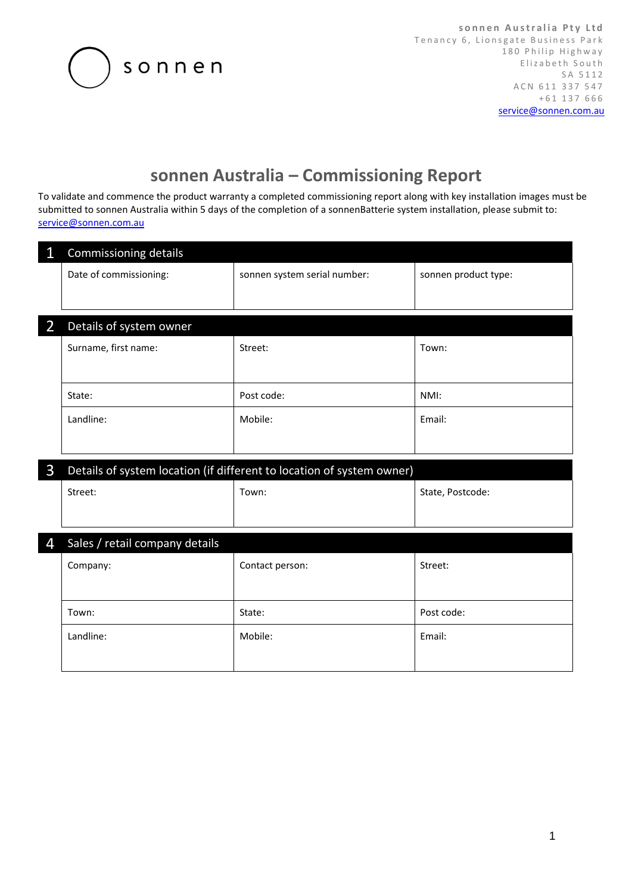sonnen

sonnen Australia Pty Ltd
Tenancy 6, Lionsgate Business Park
180 Philip Highway
Elizabeth South
SA 5112
ACN 611 337 547
+61 137 666
service@sonnen.com.au

# sonnen Australia – Commissioning Report

To validate and commence the product warranty a completed commissioning report along with key installation images must be submitted to sonnen Australia within 5 days of the completion of a sonnenBatterie system installation, please submit to: service@sonnen.com.au

## 1 Commissioning details

| Date of commissioning: | sonnen system serial number: | sonnen product type: |
|---|---|---|

## 2 Details of system owner

| Surname, first name: | Street: | Town: |
|---|---|---|
| State: | Post code: | NMI: |
| Landline: | Mobile: | Email: |

## 3 Details of system location (if different to location of system owner)

| Street: | Town: | State, Postcode: |
|---|---|---|

## 4 Sales / retail company details

| Company: | Contact person: | Street: |
|---|---|---|
| Town: | State: | Post code: |
| Landline: | Mobile: | Email: |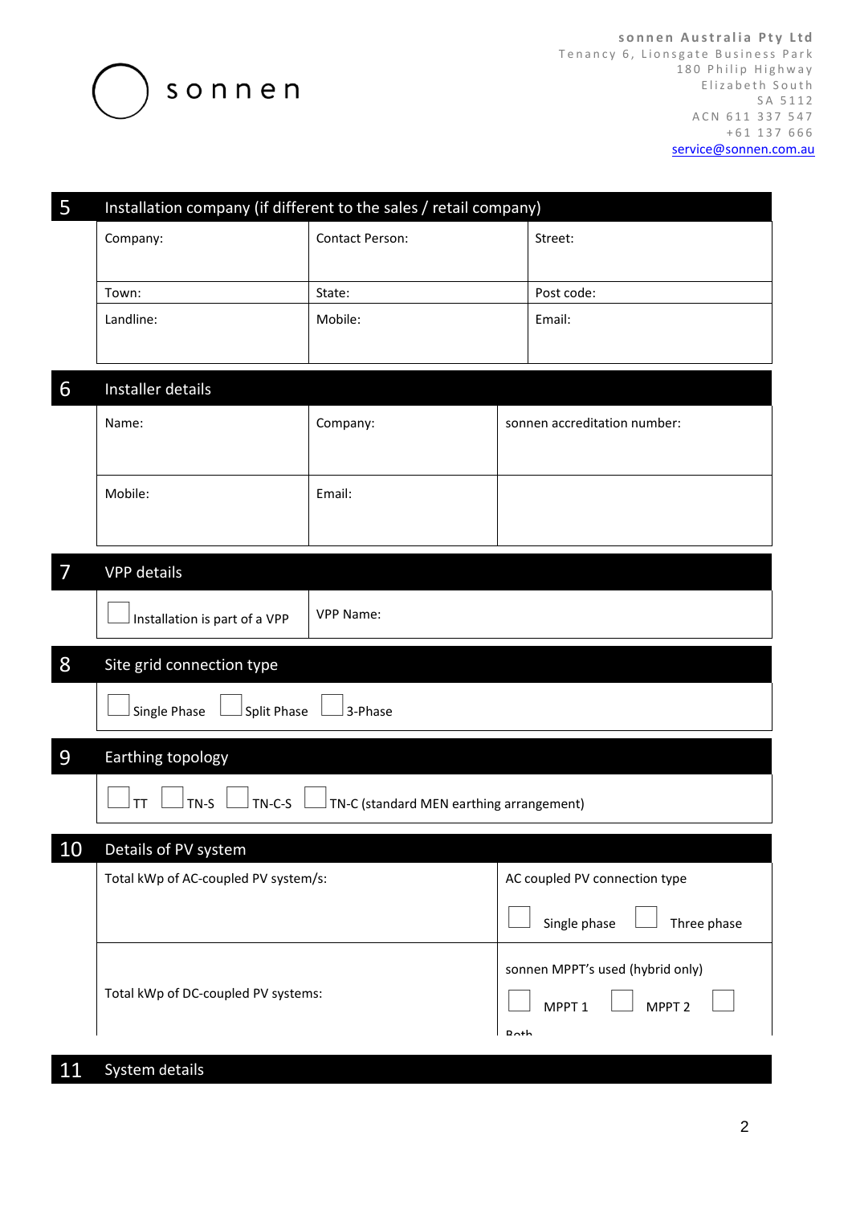sonnen Australia Pty Ltd
Tenancy 6, Lionsgate Business Park
180 Philip Highway
Elizabeth South
SA 5112
ACN 611 337 547
+61 137 666
service@sonnen.com.au

## 5 Installation company (if different to the sales / retail company)

| Company: | Contact Person: | Street: |
|---|---|---|
| Town: | State: | Post code: |
| Landline: | Mobile: | Email: |

## 6 Installer details

| Name: | Company: | sonnen accreditation number: |
|---|---|---|
| Mobile: | Email: | |

## 7 VPP details

| ☐ Installation is part of a VPP | VPP Name: |
|---|---|

## 8 Site grid connection type

☐ Single Phase ☐ Split Phase ☐ 3-Phase

## 9 Earthing topology

☐ TT ☐ TN-S ☐ TN-C-S ☐ TN-C (standard MEN earthing arrangement)

## 10 Details of PV system

| Total kWp of AC-coupled PV system/s: | AC coupled PV connection type<br>☐ Single phase ☐ Three phase |
|---|---|
| Total kWp of DC-coupled PV systems: | sonnen MPPT's used (hybrid only)<br>☐ MPPT 1 ☐ MPPT 2 ☐ Both |

## 11 System details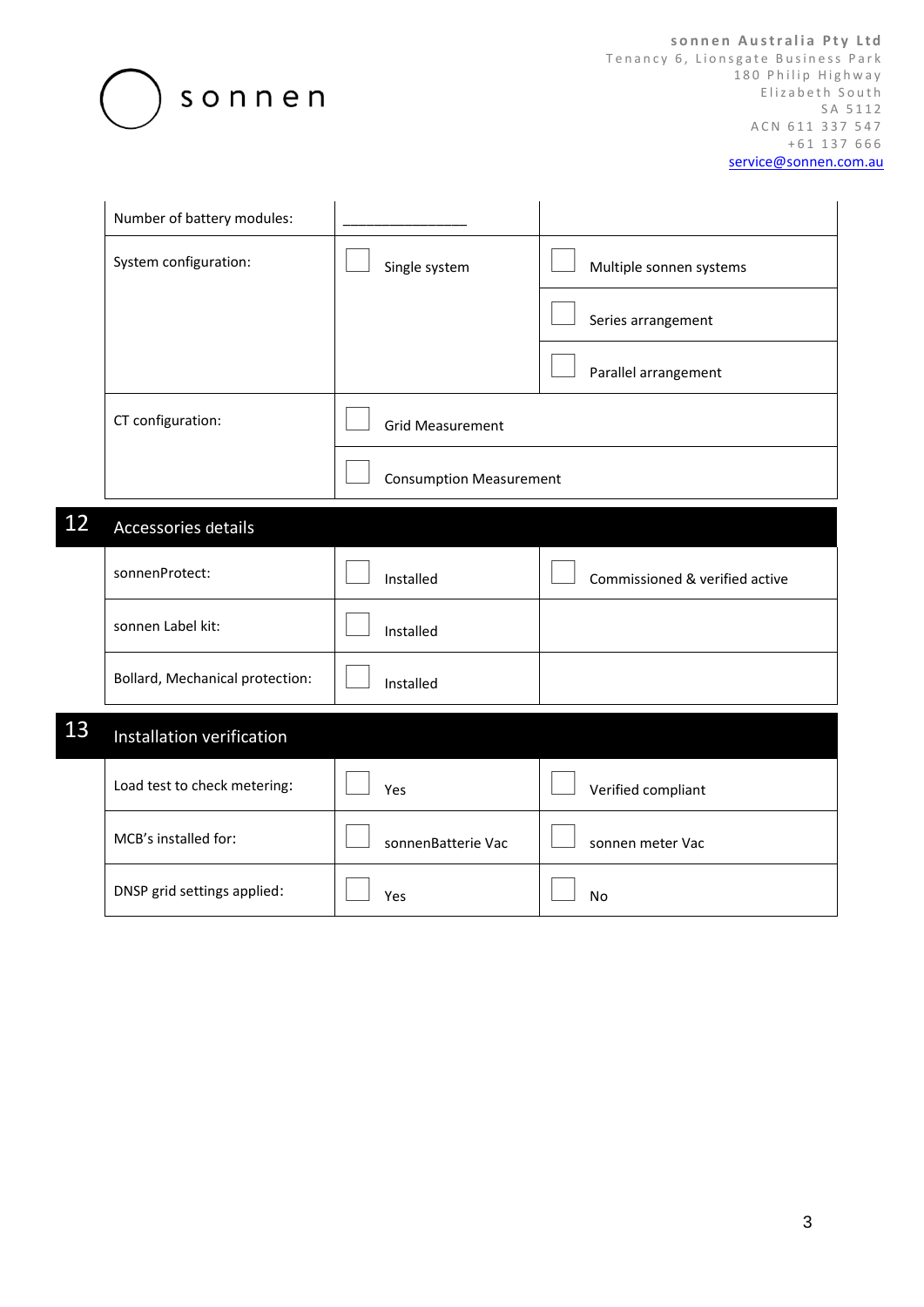sonnen

**sonnen Australia Pty Ltd**
Tenancy 6, Lionsgate Business Park
180 Philip Highway
Elizabeth South
SA 5112
ACN 611 337 547
+61 137 666
service@sonnen.com.au

| | | |
|---|---|---|
| Number of battery modules: | _______________ | |
| System configuration: | ☐ Single system | ☐ Multiple sonnen systems |
| | | ☐ Series arrangement |
| | | ☐ Parallel arrangement |
| CT configuration: | ☐ Grid Measurement | |
| | ☐ Consumption Measurement | |

## 12 Accessories details

| | | |
|---|---|---|
| sonnenProtect: | ☐ Installed | ☐ Commissioned & verified active |
| sonnen Label kit: | ☐ Installed | |
| Bollard, Mechanical protection: | ☐ Installed | |

## 13 Installation verification

| | | |
|---|---|---|
| Load test to check metering: | ☐ Yes | ☐ Verified compliant |
| MCB's installed for: | ☐ sonnenBatterie Vac | ☐ sonnen meter Vac |
| DNSP grid settings applied: | ☐ Yes | ☐ No |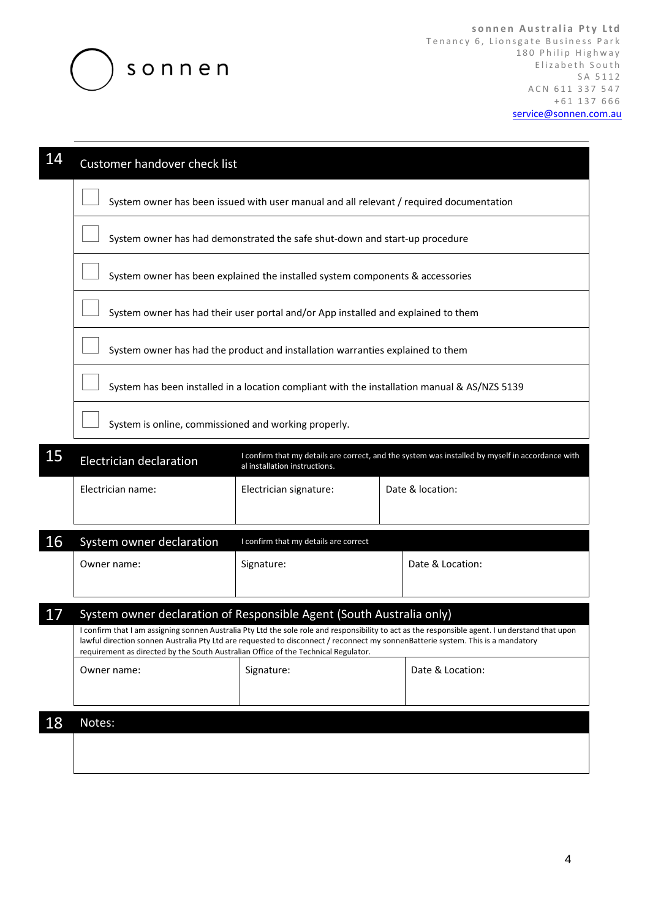sonnen

**sonnen Australia Pty Ltd**
Tenancy 6, Lionsgate Business Park
180 Philip Highway
Elizabeth South
SA 5112
ACN 611 337 547
+61 137 666
service@sonnen.com.au

## 14 Customer handover check list

- [ ] System owner has been issued with user manual and all relevant / required documentation
- [ ] System owner has had demonstrated the safe shut-down and start-up procedure
- [ ] System owner has been explained the installed system components & accessories
- [ ] System owner has had their user portal and/or App installed and explained to them
- [ ] System owner has had the product and installation warranties explained to them
- [ ] System has been installed in a location compliant with the installation manual & AS/NZS 5139
- [ ] System is online, commissioned and working properly.

## 15 Electrician declaration

I confirm that my details are correct, and the system was installed by myself in accordance with al installation instructions.

| Electrician name: | Electrician signature: | Date & location: |
|---|---|---|
| | | |

## 16 System owner declaration

I confirm that my details are correct

| Owner name: | Signature: | Date & Location: |
|---|---|---|
| | | |

## 17 System owner declaration of Responsible Agent (South Australia only)

I confirm that I am assigning sonnen Australia Pty Ltd the sole role and responsibility to act as the responsible agent. I understand that upon lawful direction sonnen Australia Pty Ltd are requested to disconnect / reconnect my sonnenBatterie system. This is a mandatory requirement as directed by the South Australian Office of the Technical Regulator.

| Owner name: | Signature: | Date & Location: |
|---|---|---|
| | | |

## 18 Notes: